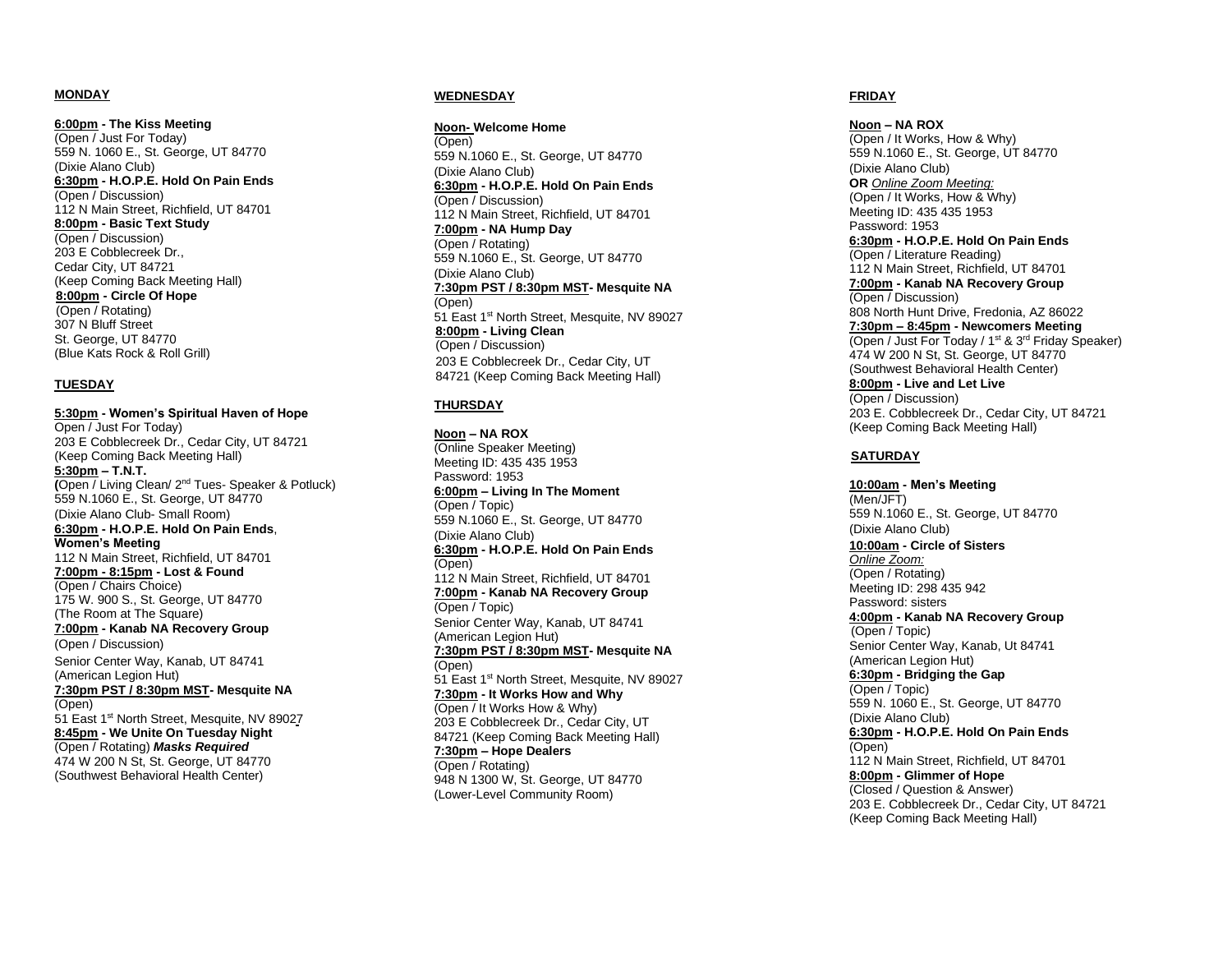## MONDAY

**6:00pm - The Kiss Meeting**
(Open / Just For Today)
559 N. 1060 E., St. George, UT 84770
(Dixie Alano Club)

**6:30pm - H.O.P.E. Hold On Pain Ends**
(Open / Discussion)
112 N Main Street, Richfield, UT 84701

**8:00pm - Basic Text Study**
(Open / Discussion)
203 E Cobblecreek Dr.,
Cedar City, UT 84721
(Keep Coming Back Meeting Hall)

**8:00pm - Circle Of Hope**
(Open / Rotating)
307 N Bluff Street
St. George, UT 84770
(Blue Kats Rock & Roll Grill)

## TUESDAY

**5:30pm - Women's Spiritual Haven of Hope**
Open / Just For Today)
203 E Cobblecreek Dr., Cedar City, UT 84721
(Keep Coming Back Meeting Hall)

**5:30pm – T.N.T.**
**(**Open / Living Clean/ 2nd Tues- Speaker & Potluck)
559 N.1060 E., St. George, UT 84770
(Dixie Alano Club- Small Room)

**6:30pm - H.O.P.E. Hold On Pain Ends**, **Women's Meeting**
112 N Main Street, Richfield, UT 84701

**7:00pm - 8:15pm - Lost & Found**
(Open / Chairs Choice)
175 W. 900 S., St. George, UT 84770
(The Room at The Square)

**7:00pm - Kanab NA Recovery Group**
(Open / Discussion)
Senior Center Way, Kanab, UT 84741
(American Legion Hut)

**7:30pm PST / 8:30pm MST- Mesquite NA**
(Open)
51 East 1st North Street, Mesquite, NV 89027

**8:45pm - We Unite On Tuesday Night**
(Open / Rotating) ***Masks Required***
474 W 200 N St, St. George, UT 84770
(Southwest Behavioral Health Center)

## WEDNESDAY

**Noon- Welcome Home**
(Open)
559 N.1060 E., St. George, UT 84770
(Dixie Alano Club)

**6:30pm - H.O.P.E. Hold On Pain Ends**
(Open / Discussion)
112 N Main Street, Richfield, UT 84701

**7:00pm - NA Hump Day**
(Open / Rotating)
559 N.1060 E., St. George, UT 84770
(Dixie Alano Club)

**7:30pm PST / 8:30pm MST- Mesquite NA**
(Open)
51 East 1st North Street, Mesquite, NV 89027

**8:00pm - Living Clean**
(Open / Discussion)
203 E Cobblecreek Dr., Cedar City, UT 84721 (Keep Coming Back Meeting Hall)

## THURSDAY

**Noon – NA ROX**
(Online Speaker Meeting)
Meeting ID: 435 435 1953
Password: 1953

**6:00pm – Living In The Moment**
(Open / Topic)
559 N.1060 E., St. George, UT 84770
(Dixie Alano Club)

**6:30pm - H.O.P.E. Hold On Pain Ends**
(Open)
112 N Main Street, Richfield, UT 84701

**7:00pm - Kanab NA Recovery Group**
(Open / Topic)
Senior Center Way, Kanab, UT 84741
(American Legion Hut)

**7:30pm PST / 8:30pm MST- Mesquite NA**
(Open)
51 East 1st North Street, Mesquite, NV 89027

**7:30pm - It Works How and Why**
(Open / It Works How & Why)
203 E Cobblecreek Dr., Cedar City, UT 84721 (Keep Coming Back Meeting Hall)

**7:30pm – Hope Dealers**
(Open / Rotating)
948 N 1300 W, St. George, UT 84770
(Lower-Level Community Room)

## FRIDAY

**Noon – NA ROX**
(Open / It Works, How & Why)
559 N.1060 E., St. George, UT 84770
(Dixie Alano Club)
**OR** *Online Zoom Meeting:*
(Open / It Works, How & Why)
Meeting ID: 435 435 1953
Password: 1953

**6:30pm - H.O.P.E. Hold On Pain Ends**
(Open / Literature Reading)
112 N Main Street, Richfield, UT 84701

**7:00pm - Kanab NA Recovery Group**
(Open / Discussion)
808 North Hunt Drive, Fredonia, AZ 86022

**7:30pm – 8:45pm - Newcomers Meeting**
(Open / Just For Today / 1st & 3rd Friday Speaker)
474 W 200 N St, St. George, UT 84770
(Southwest Behavioral Health Center)

**8:00pm - Live and Let Live**
(Open / Discussion)
203 E. Cobblecreek Dr., Cedar City, UT 84721
(Keep Coming Back Meeting Hall)

## SATURDAY

**10:00am - Men's Meeting**
(Men/JFT)
559 N.1060 E., St. George, UT 84770
(Dixie Alano Club)

**10:00am - Circle of Sisters**
*Online Zoom:*
(Open / Rotating)
Meeting ID: 298 435 942
Password: sisters

**4:00pm - Kanab NA Recovery Group**
(Open / Topic)
Senior Center Way, Kanab, Ut 84741
(American Legion Hut)

**6:30pm - Bridging the Gap**
(Open / Topic)
559 N. 1060 E., St. George, UT 84770
(Dixie Alano Club)

**6:30pm - H.O.P.E. Hold On Pain Ends**
(Open)
112 N Main Street, Richfield, UT 84701

**8:00pm - Glimmer of Hope**
(Closed / Question & Answer)
203 E. Cobblecreek Dr., Cedar City, UT 84721
(Keep Coming Back Meeting Hall)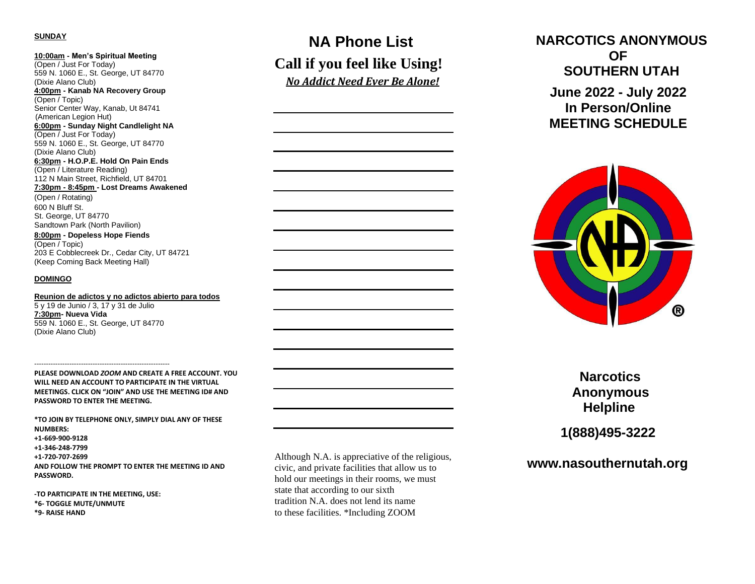**SUNDAY**

**10:00am - Men's Spiritual Meeting**
(Open / Just For Today)
559 N. 1060 E., St. George, UT 84770
(Dixie Alano Club)

**4:00pm - Kanab NA Recovery Group**
(Open / Topic)
Senior Center Way, Kanab, Ut 84741
(American Legion Hut)

**6:00pm - Sunday Night Candlelight NA**
(Open / Just For Today)
559 N. 1060 E., St. George, UT 84770
(Dixie Alano Club)

**6:30pm - H.O.P.E. Hold On Pain Ends**
(Open / Literature Reading)
112 N Main Street, Richfield, UT 84701

**7:30pm - 8:45pm - Lost Dreams Awakened**
(Open / Rotating)
600 N Bluff St.
St. George, UT 84770
Sandtown Park (North Pavilion)

**8:00pm - Dopeless Hope Fiends**
(Open / Topic)
203 E Cobblecreek Dr., Cedar City, UT 84721
(Keep Coming Back Meeting Hall)

**DOMINGO**

**Reunion de adictos y no adictos abierto para todos**
5 y 19 de Junio / 3, 17 y 31 de Julio
**7:30pm- Nueva Vida**
559 N. 1060 E., St. George, UT 84770
(Dixie Alano Club)

---

**PLEASE DOWNLOAD *ZOOM* AND CREATE A FREE ACCOUNT. YOU WILL NEED AN ACCOUNT TO PARTICIPATE IN THE VIRTUAL MEETINGS. CLICK ON "JOIN" AND USE THE MEETING ID# AND PASSWORD TO ENTER THE MEETING.**

**\*TO JOIN BY TELEPHONE ONLY, SIMPLY DIAL ANY OF THESE NUMBERS:**
**+1-669-900-9128**
**+1-346-248-7799**
**+1-720-707-2699**
**AND FOLLOW THE PROMPT TO ENTER THE MEETING ID AND PASSWORD.**

**-TO PARTICIPATE IN THE MEETING, USE:**
**\*6- TOGGLE MUTE/UNMUTE**
**\*9- RAISE HAND**

# NA Phone List

## Call if you feel like Using!

***No Addict Need Ever Be Alone!***

Although N.A. is appreciative of the religious, civic, and private facilities that allow us to hold our meetings in their rooms, we must state that according to our sixth tradition N.A. does not lend its name to these facilities. *Including ZOOM

# NARCOTICS ANONYMOUS OF SOUTHERN UTAH

## June 2022 - July 2022 In Person/Online MEETING SCHEDULE

**Narcotics Anonymous Helpline**

**1(888)495-3222**

**www.nasouthernutah.org**